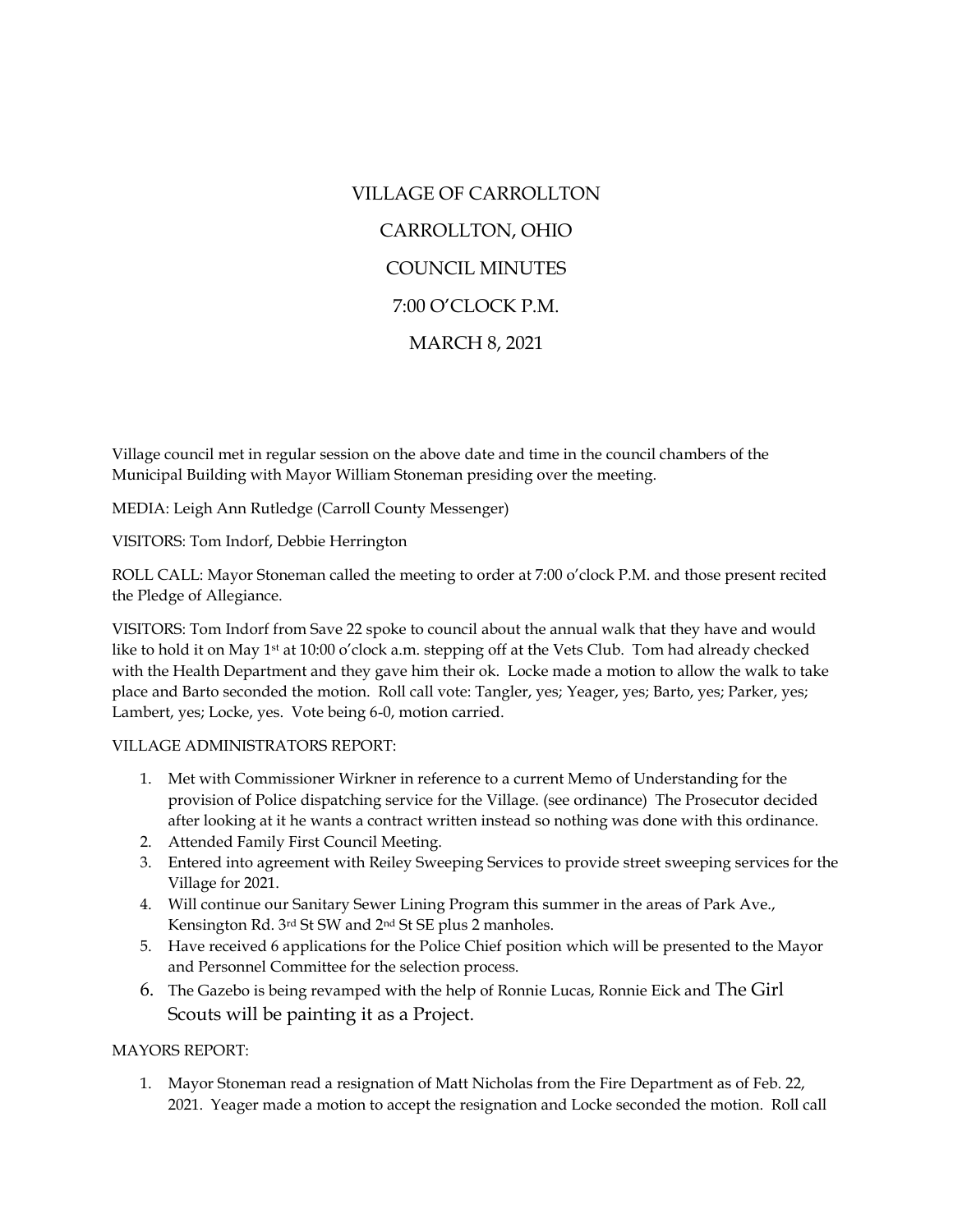# VILLAGE OF CARROLLTON

# CARROLLTON, OHIO

# COUNCIL MINUTES

# 7:00 O'CLOCK P.M.

# MARCH 8, 2021

Village council met in regular session on the above date and time in the council chambers of the Municipal Building with Mayor William Stoneman presiding over the meeting.

MEDIA: Leigh Ann Rutledge (Carroll County Messenger)

VISITORS: Tom Indorf, Debbie Herrington

ROLL CALL: Mayor Stoneman called the meeting to order at 7:00 o'clock P.M. and those present recited the Pledge of Allegiance.

VISITORS: Tom Indorf from Save 22 spoke to council about the annual walk that they have and would like to hold it on May 1st at 10:00 o'clock a.m. stepping off at the Vets Club. Tom had already checked with the Health Department and they gave him their ok. Locke made a motion to allow the walk to take place and Barto seconded the motion. Roll call vote: Tangler, yes; Yeager, yes; Barto, yes; Parker, yes; Lambert, yes; Locke, yes. Vote being 6-0, motion carried.

VILLAGE ADMINISTRATORS REPORT:

1. Met with Commissioner Wirkner in reference to a current Memo of Understanding for the provision of Police dispatching service for the Village. (see ordinance) The Prosecutor decided after looking at it he wants a contract written instead so nothing was done with this ordinance.
2. Attended Family First Council Meeting.
3. Entered into agreement with Reiley Sweeping Services to provide street sweeping services for the Village for 2021.
4. Will continue our Sanitary Sewer Lining Program this summer in the areas of Park Ave., Kensington Rd. 3rd St SW and 2nd St SE plus 2 manholes.
5. Have received 6 applications for the Police Chief position which will be presented to the Mayor and Personnel Committee for the selection process.
6. The Gazebo is being revamped with the help of Ronnie Lucas, Ronnie Eick and The Girl Scouts will be painting it as a Project.

MAYORS REPORT:

1. Mayor Stoneman read a resignation of Matt Nicholas from the Fire Department as of Feb. 22, 2021. Yeager made a motion to accept the resignation and Locke seconded the motion. Roll call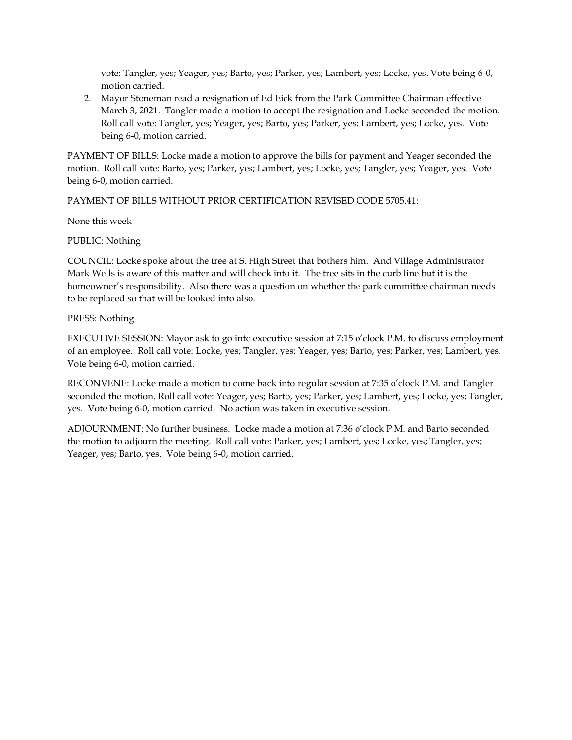vote: Tangler, yes; Yeager, yes; Barto, yes; Parker, yes; Lambert, yes; Locke, yes. Vote being 6-0, motion carried.

2. Mayor Stoneman read a resignation of Ed Eick from the Park Committee Chairman effective March 3, 2021. Tangler made a motion to accept the resignation and Locke seconded the motion. Roll call vote: Tangler, yes; Yeager, yes; Barto, yes; Parker, yes; Lambert, yes; Locke, yes. Vote being 6-0, motion carried.

PAYMENT OF BILLS: Locke made a motion to approve the bills for payment and Yeager seconded the motion. Roll call vote: Barto, yes; Parker, yes; Lambert, yes; Locke, yes; Tangler, yes; Yeager, yes. Vote being 6-0, motion carried.

PAYMENT OF BILLS WITHOUT PRIOR CERTIFICATION REVISED CODE 5705.41:

None this week

PUBLIC: Nothing

COUNCIL: Locke spoke about the tree at S. High Street that bothers him. And Village Administrator Mark Wells is aware of this matter and will check into it. The tree sits in the curb line but it is the homeowner's responsibility. Also there was a question on whether the park committee chairman needs to be replaced so that will be looked into also.

PRESS: Nothing

EXECUTIVE SESSION: Mayor ask to go into executive session at 7:15 o'clock P.M. to discuss employment of an employee. Roll call vote: Locke, yes; Tangler, yes; Yeager, yes; Barto, yes; Parker, yes; Lambert, yes. Vote being 6-0, motion carried.

RECONVENE: Locke made a motion to come back into regular session at 7:35 o'clock P.M. and Tangler seconded the motion. Roll call vote: Yeager, yes; Barto, yes; Parker, yes; Lambert, yes; Locke, yes; Tangler, yes. Vote being 6-0, motion carried. No action was taken in executive session.

ADJOURNMENT: No further business. Locke made a motion at 7:36 o'clock P.M. and Barto seconded the motion to adjourn the meeting. Roll call vote: Parker, yes; Lambert, yes; Locke, yes; Tangler, yes; Yeager, yes; Barto, yes. Vote being 6-0, motion carried.